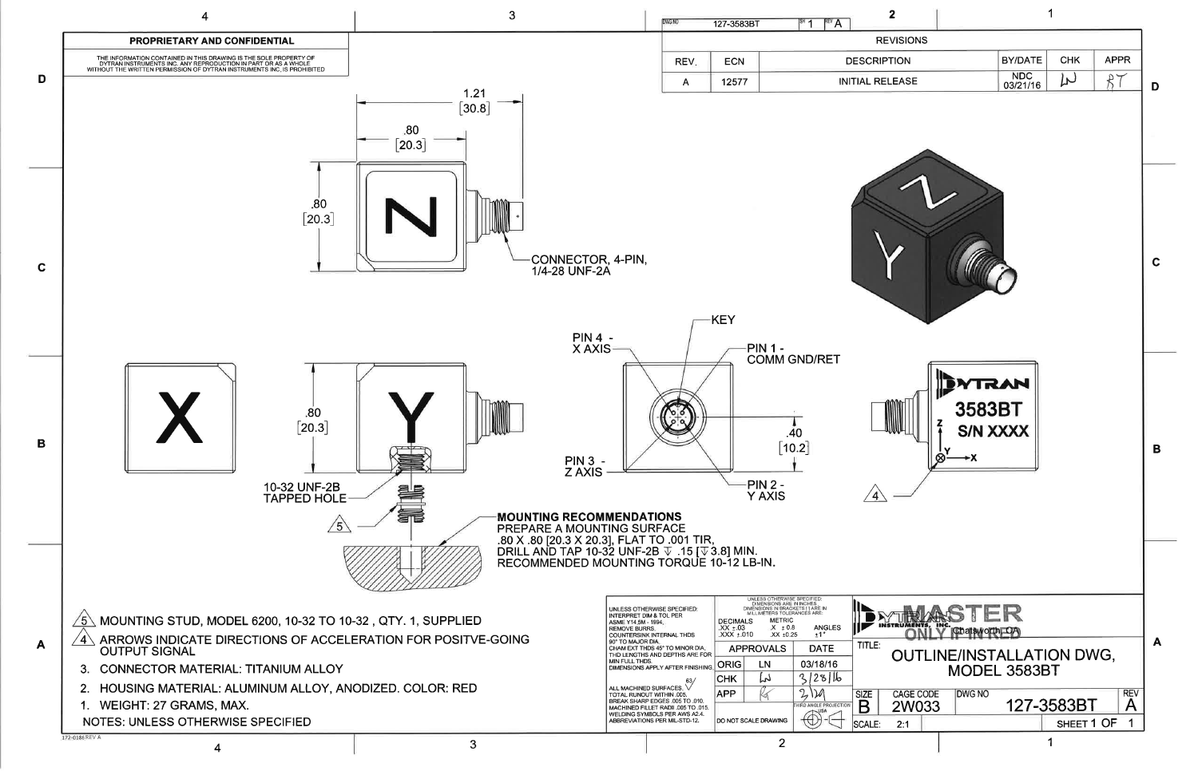**PROPRIETARY AND CONFIDENTIAL**

THE INFORMATION CONTAINED IN THIS DRAWING IS THE SOLE PROPERTY OF DYTRAN INSTRUMENTS INC. ANY REPRODUCTION IN PART OR AS A WHOLE WITHOUT THE WRITTEN PERMISSION OF DYTRAN INSTRUMENTS INC. IS PROHIBITED

DWG NO 127-3583BT SH 1 REV A

| REVISIONS | | | | | |
|---|---|---|---|---|---|
| REV. | ECN | DESCRIPTION | BY/DATE | CHK | APPR |
| A | 12577 | INITIAL RELEASE | NDC 03/21/16 | LN | RT |

1.21 [30.8]

.80 [20.3]

.80 [20.3]

CONNECTOR, 4-PIN, 1/4-28 UNF-2A

KEY

PIN 4 - X AXIS

PIN 1 - COMM GND/RET

PIN 3 - Z AXIS

PIN 2 - Y AXIS

.40 [10.2]

.80 [20.3]

10-32 UNF-2B TAPPED HOLE

DYTRAN 3583BT S/N XXXX

**MOUNTING RECOMMENDATIONS**
PREPARE A MOUNTING SURFACE .80 X .80 [20.3 X 20.3], FLAT TO .001 TIR, DRILL AND TAP 10-32 UNF-2B ↧ .15 [↧3.8] MIN.
RECOMMENDED MOUNTING TORQUE 10-12 LB-IN.

5. MOUNTING STUD, MODEL 6200, 10-32 TO 10-32, QTY. 1, SUPPLIED
4. ARROWS INDICATE DIRECTIONS OF ACCELERATION FOR POSITVE-GOING OUTPUT SIGNAL
3. CONNECTOR MATERIAL: TITANIUM ALLOY
2. HOUSING MATERIAL: ALUMINUM ALLOY, ANODIZED. COLOR: RED
1. WEIGHT: 27 GRAMS, MAX.

NOTES: UNLESS OTHERWISE SPECIFIED

UNLESS OTHERWISE SPECIFIED: INTERPRET DIM & TOL PER ASME Y14.5M - 1994, REMOVE BURRS. COUNTERSINK INTERNAL THDS 90° TO MAJOR DIA. CHAM EXT THDS 45° TO MINOR DIA. THD LENGTHS AND DEPTHS ARE FOR MIN FULL THDS. DIMENSIONS APPLY AFTER FINISHING. ALL MACHINED SURFACES 63. TOTAL RUNOUT WITHIN .005. BREAK SHARP EDGES .005 TO .010. MACHINED FILLET RADII .005 TO .015. WELDING SYMBOLS PER AWS A2.4. ABBREVIATIONS PER MIL-STD-12.

UNLESS OTHERWISE SPECIFIED: DIMENSIONS ARE IN INCHES. DIMENSIONS IN BRACKETS [ ] ARE IN MILLIMETERS TOLERANCES ARE:

| DECIMALS | METRIC | ANGLES |
|---|---|---|
| .XX ±.03 | .X ±0.8 | ±1° |
| .XXX ±.010 | .XX ±0.25 | |

| APPROVALS | | DATE |
|---|---|---|
| ORIG | LN | 03/18/16 |
| CHK | LN | 3/28/16 |
| APP | RT | 3/21/16 |

DO NOT SCALE DRAWING

THIRD ANGLE PROJECTION

DYTRAN INSTRUMENTS, INC. Chatsworth, CA

MASTER ONLY IF IN RED

TITLE: OUTLINE/INSTALLATION DWG, MODEL 3583BT

| SIZE | CAGE CODE | DWG NO | REV |
|---|---|---|---|
| B | 2W033 | 127-3583BT | A |

SCALE: 2:1 SHEET 1 OF 1

172-0186 REV A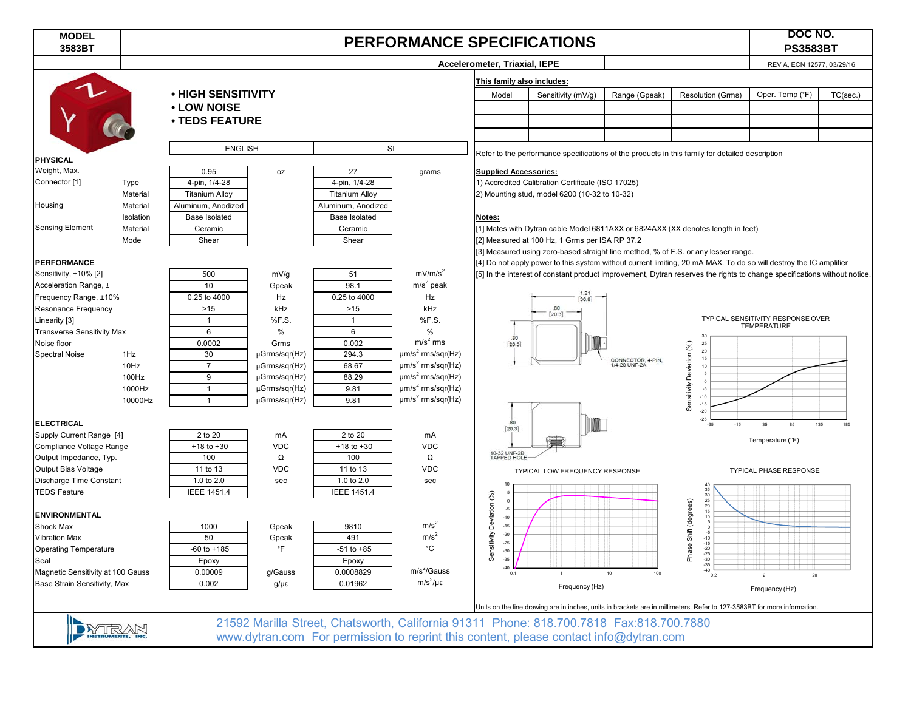| MODEL 3583BT | PERFORMANCE SPECIFICATIONS | DOC NO. PS3583BT |
|---|---|---|
| | Accelerometer, Triaxial, IEPE | REV A, ECN 12577, 03/29/16 |

- **HIGH SENSITIVITY**
- **LOW NOISE**
- **TEDS FEATURE**

**This family also includes:**

| Model | Sensitivity (mV/g) | Range (Gpeak) | Resolution (Grms) | Oper. Temp (°F) | TC(sec.) |
|---|---|---|---|---|---|
| | | | | | |
| | | | | | |
| | | | | | |

Refer to the performance specifications of the products in this family for detailed description

| | | ENGLISH | | SI | |
|---|---|---|---|---|---|
| **PHYSICAL** | | | | | |
| Weight, Max. | | 0.95 | oz | 27 | grams |
| Connector [1] | Type | 4-pin, 1/4-28 | | 4-pin, 1/4-28 | |
| | Material | Titanium Alloy | | Titanium Alloy | |
| Housing | Material | Aluminum, Anodized | | Aluminum, Anodized | |
| | Isolation | Base Isolated | | Base Isolated | |
| Sensing Element | Material | Ceramic | | Ceramic | |
| | Mode | Shear | | Shear | |
| **PERFORMANCE** | | | | | |
| Sensitivity, ±10% [2] | | 500 | mV/g | 51 | mV/m/s² |
| Acceleration Range, ± | | 10 | Gpeak | 98.1 | m/s² peak |
| Frequency Range, ±10% | | 0.25 to 4000 | Hz | 0.25 to 4000 | Hz |
| Resonance Frequency | | >15 | kHz | >15 | kHz |
| Linearity [3] | | 1 | %F.S. | 1 | %F.S. |
| Transverse Sensitivity Max | | 6 | % | 6 | % |
| Noise floor | | 0.0002 | Grms | 0.002 | m/s² rms |
| Spectral Noise | 1Hz | 30 | μGrms/sqr(Hz) | 294.3 | μm/s² rms/sqr(Hz) |
| | 10Hz | 7 | μGrms/sqr(Hz) | 68.67 | μm/s² rms/sqr(Hz) |
| | 100Hz | 9 | μGrms/sqr(Hz) | 88.29 | μm/s² rms/sqr(Hz) |
| | 1000Hz | 1 | μGrms/sqr(Hz) | 9.81 | μm/s² rms/sqr(Hz) |
| | 10000Hz | 1 | μGrms/sqr(Hz) | 9.81 | μm/s² rms/sqr(Hz) |
| **ELECTRICAL** | | | | | |
| Supply Current Range [4] | | 2 to 20 | mA | 2 to 20 | mA |
| Compliance Voltage Range | | +18 to +30 | VDC | +18 to +30 | VDC |
| Output Impedance, Typ. | | 100 | Ω | 100 | Ω |
| Output Bias Voltage | | 11 to 13 | VDC | 11 to 13 | VDC |
| Discharge Time Constant | | 1.0 to 2.0 | sec | 1.0 to 2.0 | sec |
| TEDS Feature | | IEEE 1451.4 | | IEEE 1451.4 | |
| **ENVIRONMENTAL** | | | | | |
| Shock Max | | 1000 | Gpeak | 9810 | m/s² |
| Vibration Max | | 50 | Gpeak | 491 | m/s² |
| Operating Temperature | | -60 to +185 | °F | -51 to +85 | °C |
| Seal | | Epoxy | | Epoxy | |
| Magnetic Sensitivity at 100 Gauss | | 0.00009 | g/Gauss | 0.0008829 | m/s²/Gauss |
| Base Strain Sensitivity, Max | | 0.002 | g/με | 0.01962 | m/s²/με |

**Supplied Accessories:**

1) Accredited Calibration Certificate (ISO 17025)
2) Mounting stud, model 6200 (10-32 to 10-32)

**Notes:**

[1] Mates with Dytran cable Model 6811AXX or 6824AXX (XX denotes length in feet)
[2] Measured at 100 Hz, 1 Grms per ISA RP 37.2
[3] Measured using zero-based straight line method, % of F.S. or any lesser range.
[4] Do not apply power to this system without current limiting, 20 mA MAX. To do so will destroy the IC amplifier
[5] In the interest of constant product improvement, Dytran reserves the rights to change specifications without notice.

1.21 [30.8]
.80 [20.3]
.80 [20.3]
CONNECTOR, 4-PIN, 1/4-28 UNF-2A
.80 [20.3]
10-32 UNF-2B TAPPED HOLE

TYPICAL SENSITIVITY RESPONSE OVER TEMPERATURE

Sensitivity Deviation (%)
30 25 20 15 10 5 0 -5 -10 -15 -20 -25
-65 -15 35 85 135 185
Temperature (°F)

TYPICAL LOW FREQUENCY RESPONSE

Sensitivity Deviation (%)
10 5 0 -5 -10 -15 -20 -25 -30 -35 -40
0.1 1 10 100
Frequency (Hz)

TYPICAL PHASE RESPONSE

Phase Shift (degrees)
40 35 30 25 20 15 10 5 0 -5 -10 -15 -20 -25 -30 -35 -40
0.2 2 20
Frequency (Hz)

Units on the line drawing are in inches, units in brackets are in millimeters. Refer to 127-3583BT for more information.

DYTRAN INSTRUMENTS, INC.

21592 Marilla Street, Chatsworth, California 91311 Phone: 818.700.7818 Fax:818.700.7880
www.dytran.com For permission to reprint this content, please contact info@dytran.com